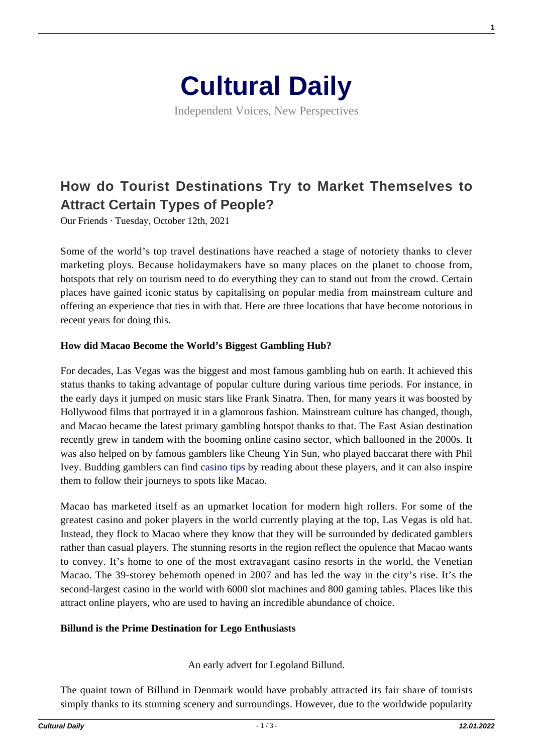# Cultural Daily

Independent Voices, New Perspectives

## How do Tourist Destinations Try to Market Themselves to Attract Certain Types of People?

Our Friends · Tuesday, October 12th, 2021

Some of the world's top travel destinations have reached a stage of notoriety thanks to clever marketing ploys. Because holidaymakers have so many places on the planet to choose from, hotspots that rely on tourism need to do everything they can to stand out from the crowd. Certain places have gained iconic status by capitalising on popular media from mainstream culture and offering an experience that ties in with that. Here are three locations that have become notorious in recent years for doing this.

**How did Macao Become the World's Biggest Gambling Hub?**

For decades, Las Vegas was the biggest and most famous gambling hub on earth. It achieved this status thanks to taking advantage of popular culture during various time periods. For instance, in the early days it jumped on music stars like Frank Sinatra. Then, for many years it was boosted by Hollywood films that portrayed it in a glamorous fashion. Mainstream culture has changed, though, and Macao became the latest primary gambling hotspot thanks to that. The East Asian destination recently grew in tandem with the booming online casino sector, which ballooned in the 2000s. It was also helped on by famous gamblers like Cheung Yin Sun, who played baccarat there with Phil Ivey. Budding gamblers can find casino tips by reading about these players, and it can also inspire them to follow their journeys to spots like Macao.

Macao has marketed itself as an upmarket location for modern high rollers. For some of the greatest casino and poker players in the world currently playing at the top, Las Vegas is old hat. Instead, they flock to Macao where they know that they will be surrounded by dedicated gamblers rather than casual players. The stunning resorts in the region reflect the opulence that Macao wants to convey. It's home to one of the most extravagant casino resorts in the world, the Venetian Macao. The 39-storey behemoth opened in 2007 and has led the way in the city's rise. It's the second-largest casino in the world with 6000 slot machines and 800 gaming tables. Places like this attract online players, who are used to having an incredible abundance of choice.

**Billund is the Prime Destination for Lego Enthusiasts**

An early advert for Legoland Billund.

The quaint town of Billund in Denmark would have probably attracted its fair share of tourists simply thanks to its stunning scenery and surroundings. However, due to the worldwide popularity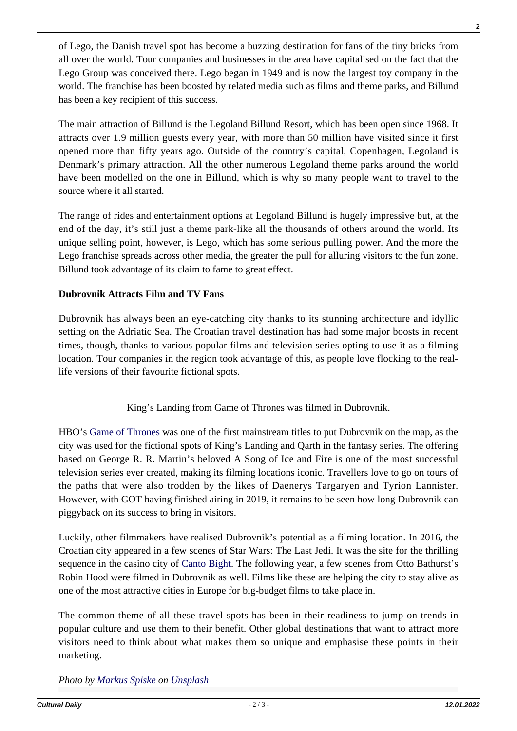of Lego, the Danish travel spot has become a buzzing destination for fans of the tiny bricks from all over the world. Tour companies and businesses in the area have capitalised on the fact that the Lego Group was conceived there. Lego began in 1949 and is now the largest toy company in the world. The franchise has been boosted by related media such as films and theme parks, and Billund has been a key recipient of this success.

The main attraction of Billund is the Legoland Billund Resort, which has been open since 1968. It attracts over 1.9 million guests every year, with more than 50 million have visited since it first opened more than fifty years ago. Outside of the country's capital, Copenhagen, Legoland is Denmark's primary attraction. All the other numerous Legoland theme parks around the world have been modelled on the one in Billund, which is why so many people want to travel to the source where it all started.

The range of rides and entertainment options at Legoland Billund is hugely impressive but, at the end of the day, it's still just a theme park-like all the thousands of others around the world. Its unique selling point, however, is Lego, which has some serious pulling power. And the more the Lego franchise spreads across other media, the greater the pull for alluring visitors to the fun zone. Billund took advantage of its claim to fame to great effect.

**Dubrovnik Attracts Film and TV Fans**

Dubrovnik has always been an eye-catching city thanks to its stunning architecture and idyllic setting on the Adriatic Sea. The Croatian travel destination has had some major boosts in recent times, though, thanks to various popular films and television series opting to use it as a filming location. Tour companies in the region took advantage of this, as people love flocking to the real-life versions of their favourite fictional spots.

King's Landing from Game of Thrones was filmed in Dubrovnik.

HBO's Game of Thrones was one of the first mainstream titles to put Dubrovnik on the map, as the city was used for the fictional spots of King's Landing and Qarth in the fantasy series. The offering based on George R. R. Martin's beloved A Song of Ice and Fire is one of the most successful television series ever created, making its filming locations iconic. Travellers love to go on tours of the paths that were also trodden by the likes of Daenerys Targaryen and Tyrion Lannister. However, with GOT having finished airing in 2019, it remains to be seen how long Dubrovnik can piggyback on its success to bring in visitors.

Luckily, other filmmakers have realised Dubrovnik's potential as a filming location. In 2016, the Croatian city appeared in a few scenes of Star Wars: The Last Jedi. It was the site for the thrilling sequence in the casino city of Canto Bight. The following year, a few scenes from Otto Bathurst's Robin Hood were filmed in Dubrovnik as well. Films like these are helping the city to stay alive as one of the most attractive cities in Europe for big-budget films to take place in.

The common theme of all these travel spots has been in their readiness to jump on trends in popular culture and use them to their benefit. Other global destinations that want to attract more visitors need to think about what makes them so unique and emphasise these points in their marketing.

*Photo by Markus Spiske on Unsplash*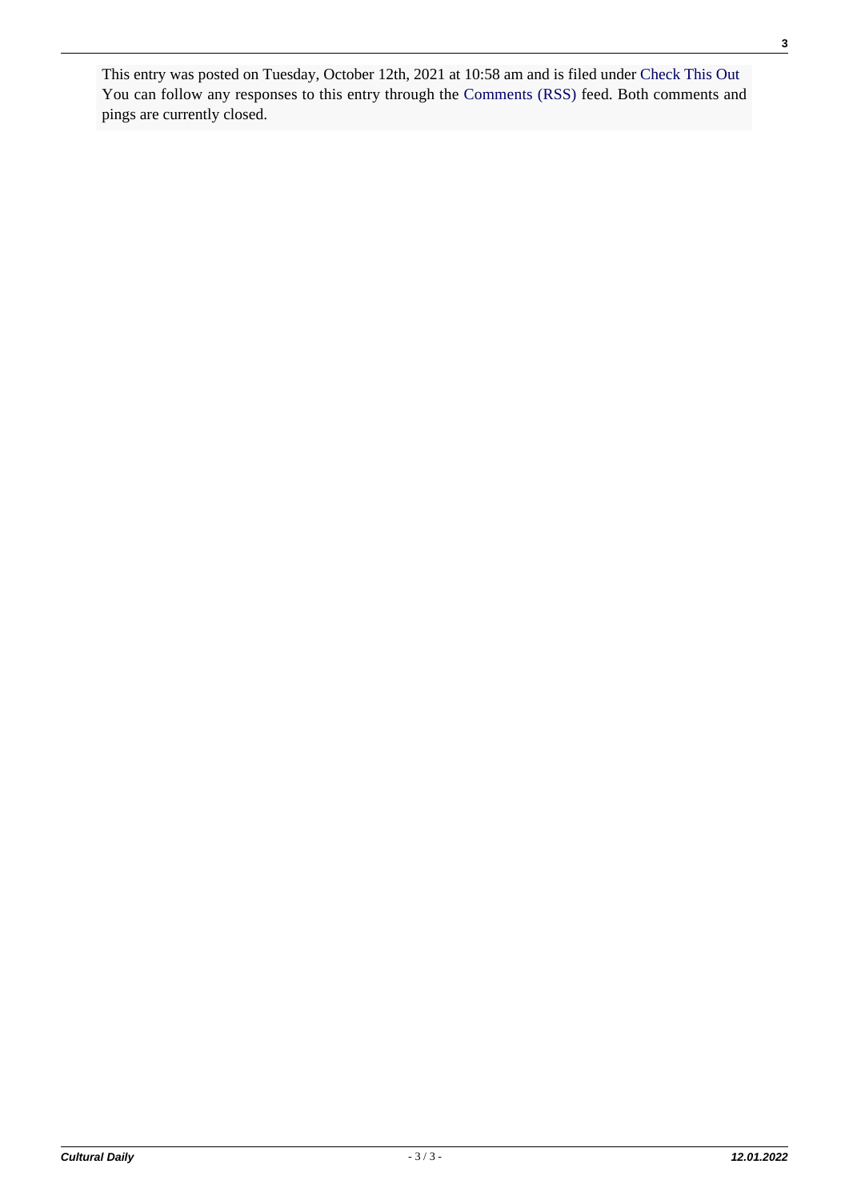This entry was posted on Tuesday, October 12th, 2021 at 10:58 am and is filed under Check This Out
You can follow any responses to this entry through the Comments (RSS) feed. Both comments and pings are currently closed.